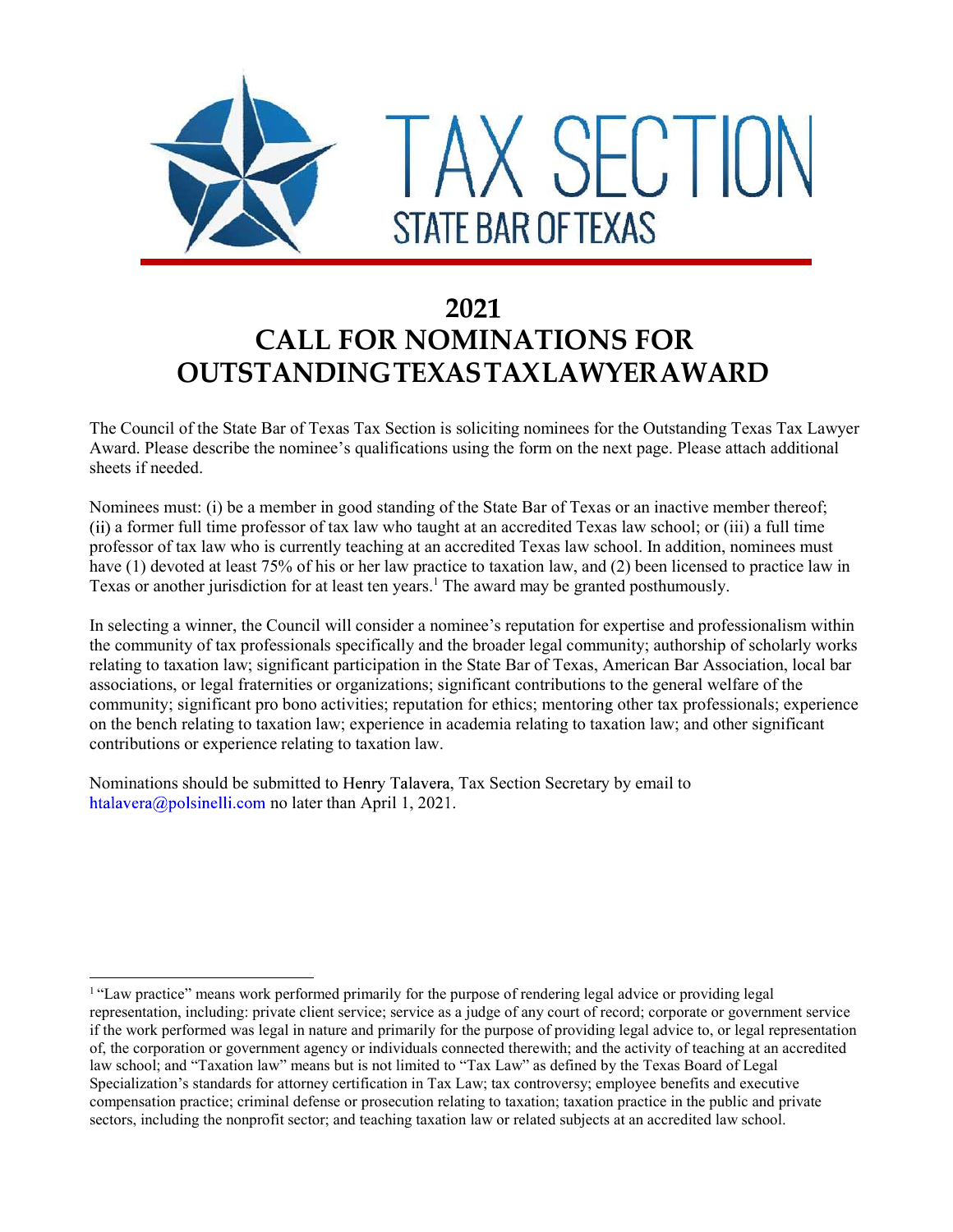# TAX SECTION

STATE BAR OF TEXAS

## 2021
## CALL FOR NOMINATIONS FOR OUTSTANDING TEXAS TAX LAWYER AWARD

The Council of the State Bar of Texas Tax Section is soliciting nominees for the Outstanding Texas Tax Lawyer Award. Please describe the nominee's qualifications using the form on the next page. Please attach additional sheets if needed.

Nominees must: (i) be a member in good standing of the State Bar of Texas or an inactive member thereof; (ii) a former full time professor of tax law who taught at an accredited Texas law school; or (iii) a full time professor of tax law who is currently teaching at an accredited Texas law school. In addition, nominees must have (1) devoted at least 75% of his or her law practice to taxation law, and (2) been licensed to practice law in Texas or another jurisdiction for at least ten years.[1] The award may be granted posthumously.

In selecting a winner, the Council will consider a nominee's reputation for expertise and professionalism within the community of tax professionals specifically and the broader legal community; authorship of scholarly works relating to taxation law; significant participation in the State Bar of Texas, American Bar Association, local bar associations, or legal fraternities or organizations; significant contributions to the general welfare of the community; significant pro bono activities; reputation for ethics; mentoring other tax professionals; experience on the bench relating to taxation law; experience in academia relating to taxation law; and other significant contributions or experience relating to taxation law.

Nominations should be submitted to Henry Talavera, Tax Section Secretary by email to htalavera@polsinelli.com no later than April 1, 2021.

---

[1] "Law practice" means work performed primarily for the purpose of rendering legal advice or providing legal representation, including: private client service; service as a judge of any court of record; corporate or government service if the work performed was legal in nature and primarily for the purpose of providing legal advice to, or legal representation of, the corporation or government agency or individuals connected therewith; and the activity of teaching at an accredited law school; and "Taxation law" means but is not limited to "Tax Law" as defined by the Texas Board of Legal Specialization's standards for attorney certification in Tax Law; tax controversy; employee benefits and executive compensation practice; criminal defense or prosecution relating to taxation; taxation practice in the public and private sectors, including the nonprofit sector; and teaching taxation law or related subjects at an accredited law school.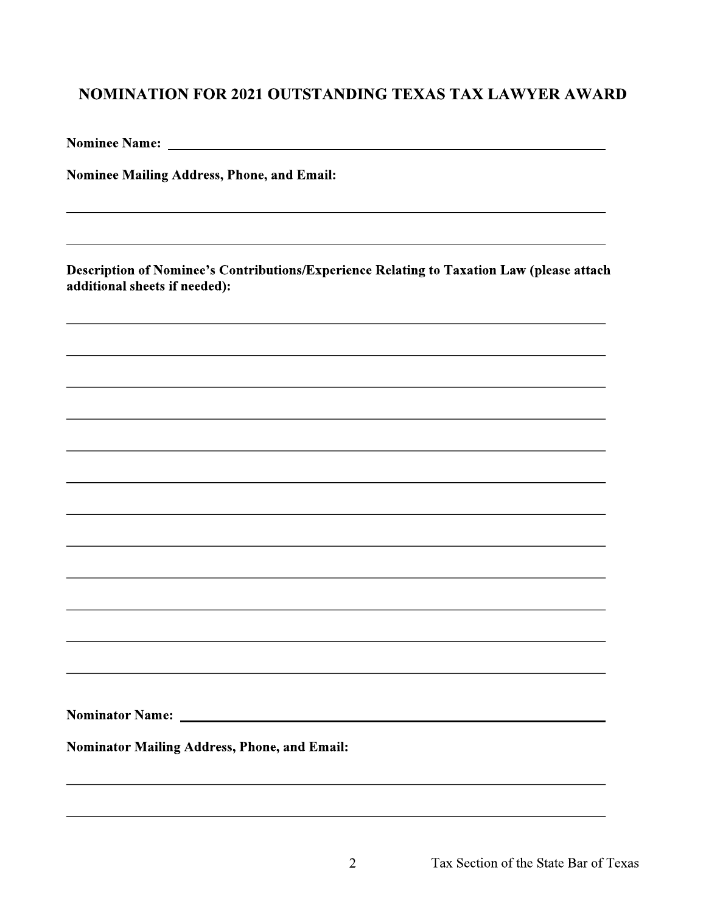## NOMINATION FOR 2021 OUTSTANDING TEXAS TAX LAWYER AWARD

**Nominee Name:** ______________________________________________

**Nominee Mailing Address, Phone, and Email:**

______________________________________________

______________________________________________

**Description of Nominee's Contributions/Experience Relating to Taxation Law (please attach additional sheets if needed):**

______________________________________________

______________________________________________

______________________________________________

______________________________________________

______________________________________________

______________________________________________

______________________________________________

______________________________________________

______________________________________________

______________________________________________

______________________________________________

______________________________________________

**Nominator Name:** ______________________________________________

**Nominator Mailing Address, Phone, and Email:**

______________________________________________

______________________________________________

Tax Section of the State Bar of Texas